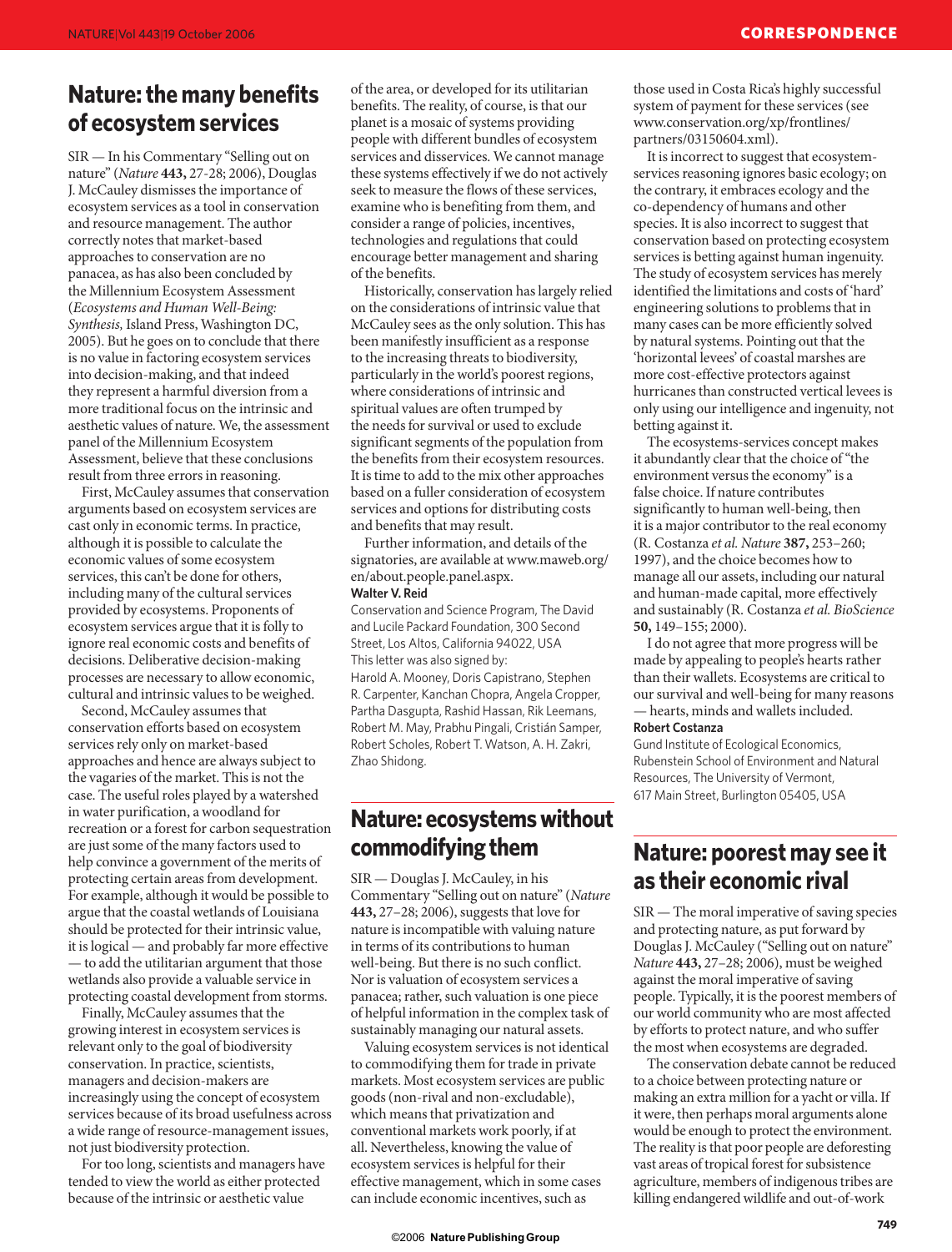# Nature: the many benefits of ecosystem services

SIR — In his Commentary "Selling out on nature" (*Nature* **443,** 27-28; 2006), Douglas J. McCauley dismisses the importance of ecosystem services as a tool in conservation and resource management. The author correctly notes that market-based approaches to conservation are no panacea, as has also been concluded by the Millennium Ecosystem Assessment (*Ecosystems and Human Well-Being: Synthesis,* Island Press, Washington DC, 2005). But he goes on to conclude that there is no value in factoring ecosystem services into decision-making, and that indeed they represent a harmful diversion from a more traditional focus on the intrinsic and aesthetic values of nature. We, the assessment panel of the Millennium Ecosystem Assessment, believe that these conclusions result from three errors in reasoning.

First, McCauley assumes that conservation arguments based on ecosystem services are cast only in economic terms. In practice, although it is possible to calculate the economic values of some ecosystem services, this can't be done for others, including many of the cultural services provided by ecosystems. Proponents of ecosystem services argue that it is folly to ignore real economic costs and benefits of decisions. Deliberative decision-making processes are necessary to allow economic, cultural and intrinsic values to be weighed.

Second, McCauley assumes that conservation efforts based on ecosystem services rely only on market-based approaches and hence are always subject to the vagaries of the market. This is not the case. The useful roles played by a watershed in water purification, a woodland for recreation or a forest for carbon sequestration are just some of the many factors used to help convince a government of the merits of protecting certain areas from development. For example, although it would be possible to argue that the coastal wetlands of Louisiana should be protected for their intrinsic value, it is logical — and probably far more effective — to add the utilitarian argument that those wetlands also provide a valuable service in protecting coastal development from storms.

Finally, McCauley assumes that the growing interest in ecosystem services is relevant only to the goal of biodiversity conservation. In practice, scientists, managers and decision-makers are increasingly using the concept of ecosystem services because of its broad usefulness across a wide range of resource-management issues, not just biodiversity protection.

For too long, scientists and managers have tended to view the world as either protected because of the intrinsic or aesthetic value of the area, or developed for its utilitarian benefits. The reality, of course, is that our planet is a mosaic of systems providing people with different bundles of ecosystem services and disservices. We cannot manage these systems effectively if we do not actively seek to measure the flows of these services, examine who is benefiting from them, and consider a range of policies, incentives, technologies and regulations that could encourage better management and sharing of the benefits.

Historically, conservation has largely relied on the considerations of intrinsic value that McCauley sees as the only solution. This has been manifestly insufficient as a response to the increasing threats to biodiversity, particularly in the world's poorest regions, where considerations of intrinsic and spiritual values are often trumped by the needs for survival or used to exclude significant segments of the population from the benefits from their ecosystem resources. It is time to add to the mix other approaches based on a fuller consideration of ecosystem services and options for distributing costs and benefits that may result.

Further information, and details of the signatories, are available at www.maweb.org/en/about.people.panel.aspx.

**Walter V. Reid**

Conservation and Science Program, The David and Lucile Packard Foundation, 300 Second Street, Los Altos, California 94022, USA

This letter was also signed by:

Harold A. Mooney, Doris Capistrano, Stephen R. Carpenter, Kanchan Chopra, Angela Cropper, Partha Dasgupta, Rashid Hassan, Rik Leemans, Robert M. May, Prabhu Pingali, Cristián Samper, Robert Scholes, Robert T. Watson, A. H. Zakri, Zhao Shidong.

# Nature: ecosystems without commodifying them

SIR — Douglas J. McCauley, in his Commentary "Selling out on nature" (*Nature* **443,** 27–28; 2006), suggests that love for nature is incompatible with valuing nature in terms of its contributions to human well-being. But there is no such conflict. Nor is valuation of ecosystem services a panacea; rather, such valuation is one piece of helpful information in the complex task of sustainably managing our natural assets.

Valuing ecosystem services is not identical to commodifying them for trade in private markets. Most ecosystem services are public goods (non-rival and non-excludable), which means that privatization and conventional markets work poorly, if at all. Nevertheless, knowing the value of ecosystem services is helpful for their effective management, which in some cases can include economic incentives, such as those used in Costa Rica's highly successful system of payment for these services (see www.conservation.org/xp/frontlines/partners/03150604.xml).

It is incorrect to suggest that ecosystem-services reasoning ignores basic ecology; on the contrary, it embraces ecology and the co-dependency of humans and other species. It is also incorrect to suggest that conservation based on protecting ecosystem services is betting against human ingenuity. The study of ecosystem services has merely identified the limitations and costs of 'hard' engineering solutions to problems that in many cases can be more efficiently solved by natural systems. Pointing out that the 'horizontal levees' of coastal marshes are more cost-effective protectors against hurricanes than constructed vertical levees is only using our intelligence and ingenuity, not betting against it.

The ecosystems-services concept makes it abundantly clear that the choice of "the environment versus the economy" is a false choice. If nature contributes significantly to human well-being, then it is a major contributor to the real economy (R. Costanza *et al. Nature* **387,** 253–260; 1997), and the choice becomes how to manage all our assets, including our natural and human-made capital, more effectively and sustainably (R. Costanza *et al. BioScience* **50,** 149–155; 2000).

I do not agree that more progress will be made by appealing to people's hearts rather than their wallets. Ecosystems are critical to our survival and well-being for many reasons — hearts, minds and wallets included.

**Robert Costanza**

Gund Institute of Ecological Economics, Rubenstein School of Environment and Natural Resources, The University of Vermont, 617 Main Street, Burlington 05405, USA

# Nature: poorest may see it as their economic rival

SIR — The moral imperative of saving species and protecting nature, as put forward by Douglas J. McCauley ("Selling out on nature" *Nature* **443,** 27–28; 2006), must be weighed against the moral imperative of saving people. Typically, it is the poorest members of our world community who are most affected by efforts to protect nature, and who suffer the most when ecosystems are degraded.

The conservation debate cannot be reduced to a choice between protecting nature or making an extra million for a yacht or villa. If it were, then perhaps moral arguments alone would be enough to protect the environment. The reality is that poor people are deforesting vast areas of tropical forest for subsistence agriculture, members of indigenous tribes are killing endangered wildlife and out-of-work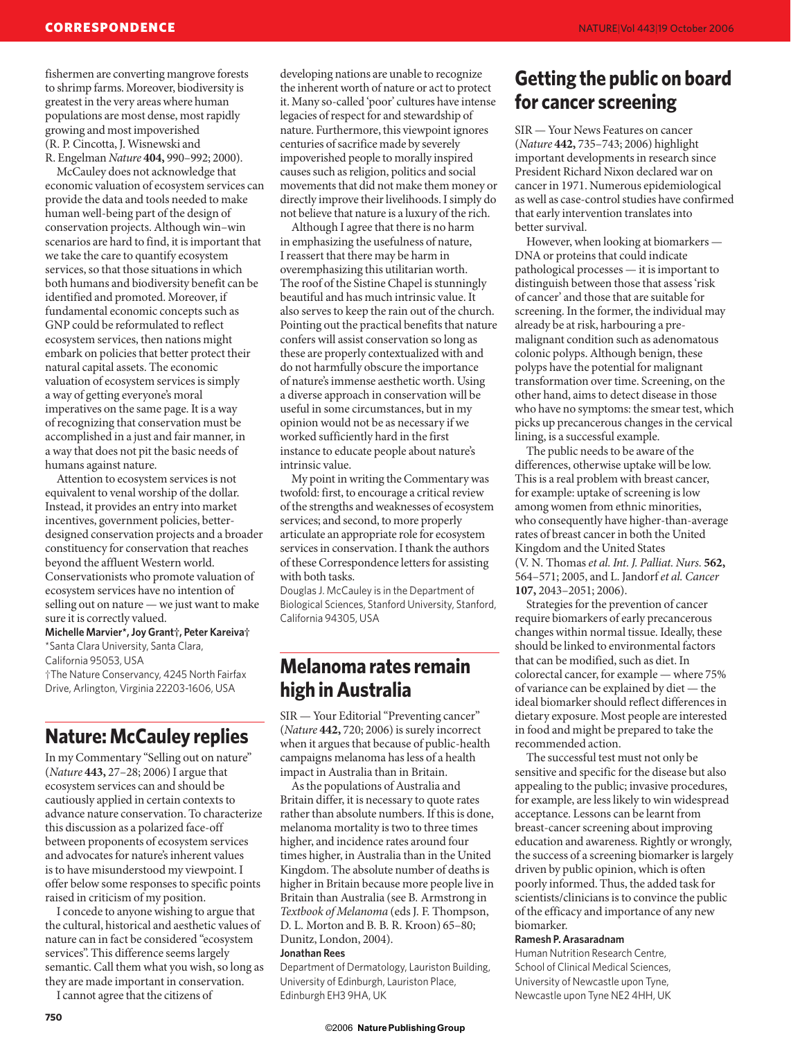fishermen are converting mangrove forests to shrimp farms. Moreover, biodiversity is greatest in the very areas where human populations are most dense, most rapidly growing and most impoverished (R. P. Cincotta, J. Wisnewski and R. Engelman *Nature* **404,** 990–992; 2000).

McCauley does not acknowledge that economic valuation of ecosystem services can provide the data and tools needed to make human well-being part of the design of conservation projects. Although win–win scenarios are hard to find, it is important that we take the care to quantify ecosystem services, so that those situations in which both humans and biodiversity benefit can be identified and promoted. Moreover, if fundamental economic concepts such as GNP could be reformulated to reflect ecosystem services, then nations might embark on policies that better protect their natural capital assets. The economic valuation of ecosystem services is simply a way of getting everyone's moral imperatives on the same page. It is a way of recognizing that conservation must be accomplished in a just and fair manner, in a way that does not pit the basic needs of humans against nature.

Attention to ecosystem services is not equivalent to venal worship of the dollar. Instead, it provides an entry into market incentives, government policies, better-designed conservation projects and a broader constituency for conservation that reaches beyond the affluent Western world. Conservationists who promote valuation of ecosystem services have no intention of selling out on nature — we just want to make sure it is correctly valued.

**Michelle Marvier\*, Joy Grant†, Peter Kareiva†**
\*Santa Clara University, Santa Clara, California 95053, USA
†The Nature Conservancy, 4245 North Fairfax Drive, Arlington, Virginia 22203-1606, USA

## Nature: McCauley replies

In my Commentary "Selling out on nature" (*Nature* **443,** 27–28; 2006) I argue that ecosystem services can and should be cautiously applied in certain contexts to advance nature conservation. To characterize this discussion as a polarized face-off between proponents of ecosystem services and advocates for nature's inherent values is to have misunderstood my viewpoint. I offer below some responses to specific points raised in criticism of my position.

I concede to anyone wishing to argue that the cultural, historical and aesthetic values of nature can in fact be considered "ecosystem services". This difference seems largely semantic. Call them what you wish, so long as they are made important in conservation.

I cannot agree that the citizens of developing nations are unable to recognize the inherent worth of nature or act to protect it. Many so-called 'poor' cultures have intense legacies of respect for and stewardship of nature. Furthermore, this viewpoint ignores centuries of sacrifice made by severely impoverished people to morally inspired causes such as religion, politics and social movements that did not make them money or directly improve their livelihoods. I simply do not believe that nature is a luxury of the rich.

Although I agree that there is no harm in emphasizing the usefulness of nature, I reassert that there may be harm in overemphasizing this utilitarian worth. The roof of the Sistine Chapel is stunningly beautiful and has much intrinsic value. It also serves to keep the rain out of the church. Pointing out the practical benefits that nature confers will assist conservation so long as these are properly contextualized with and do not harmfully obscure the importance of nature's immense aesthetic worth. Using a diverse approach in conservation will be useful in some circumstances, but in my opinion would not be as necessary if we worked sufficiently hard in the first instance to educate people about nature's intrinsic value.

My point in writing the Commentary was twofold: first, to encourage a critical review of the strengths and weaknesses of ecosystem services; and second, to more properly articulate an appropriate role for ecosystem services in conservation. I thank the authors of these Correspondence letters for assisting with both tasks.

Douglas J. McCauley is in the Department of Biological Sciences, Stanford University, Stanford, California 94305, USA

## Melanoma rates remain high in Australia

SIR — Your Editorial "Preventing cancer" (*Nature* **442,** 720; 2006) is surely incorrect when it argues that because of public-health campaigns melanoma has less of a health impact in Australia than in Britain.

As the populations of Australia and Britain differ, it is necessary to quote rates rather than absolute numbers. If this is done, melanoma mortality is two to three times higher, and incidence rates around four times higher, in Australia than in the United Kingdom. The absolute number of deaths is higher in Britain because more people live in Britain than Australia (see B. Armstrong in *Textbook of Melanoma* (eds J. F. Thompson, D. L. Morton and B. B. R. Kroon) 65–80; Dunitz, London, 2004).

**Jonathan Rees**
Department of Dermatology, Lauriston Building, University of Edinburgh, Lauriston Place, Edinburgh EH3 9HA, UK

## Getting the public on board for cancer screening

SIR — Your News Features on cancer (*Nature* **442,** 735–743; 2006) highlight important developments in research since President Richard Nixon declared war on cancer in 1971. Numerous epidemiological as well as case-control studies have confirmed that early intervention translates into better survival.

However, when looking at biomarkers — DNA or proteins that could indicate pathological processes — it is important to distinguish between those that assess 'risk of cancer' and those that are suitable for screening. In the former, the individual may already be at risk, harbouring a pre-malignant condition such as adenomatous colonic polyps. Although benign, these polyps have the potential for malignant transformation over time. Screening, on the other hand, aims to detect disease in those who have no symptoms: the smear test, which picks up precancerous changes in the cervical lining, is a successful example.

The public needs to be aware of the differences, otherwise uptake will be low. This is a real problem with breast cancer, for example: uptake of screening is low among women from ethnic minorities, who consequently have higher-than-average rates of breast cancer in both the United Kingdom and the United States (V. N. Thomas *et al. Int. J. Palliat. Nurs.* **562,** 564–571; 2005, and L. Jandorf *et al. Cancer* **107,** 2043–2051; 2006).

Strategies for the prevention of cancer require biomarkers of early precancerous changes within normal tissue. Ideally, these should be linked to environmental factors that can be modified, such as diet. In colorectal cancer, for example — where 75% of variance can be explained by diet — the ideal biomarker should reflect differences in dietary exposure. Most people are interested in food and might be prepared to take the recommended action.

The successful test must not only be sensitive and specific for the disease but also appealing to the public; invasive procedures, for example, are less likely to win widespread acceptance. Lessons can be learnt from breast-cancer screening about improving education and awareness. Rightly or wrongly, the success of a screening biomarker is largely driven by public opinion, which is often poorly informed. Thus, the added task for scientists/clinicians is to convince the public of the efficacy and importance of any new biomarker.

**Ramesh P. Arasaradnam**
Human Nutrition Research Centre, School of Clinical Medical Sciences, University of Newcastle upon Tyne, Newcastle upon Tyne NE2 4HH, UK